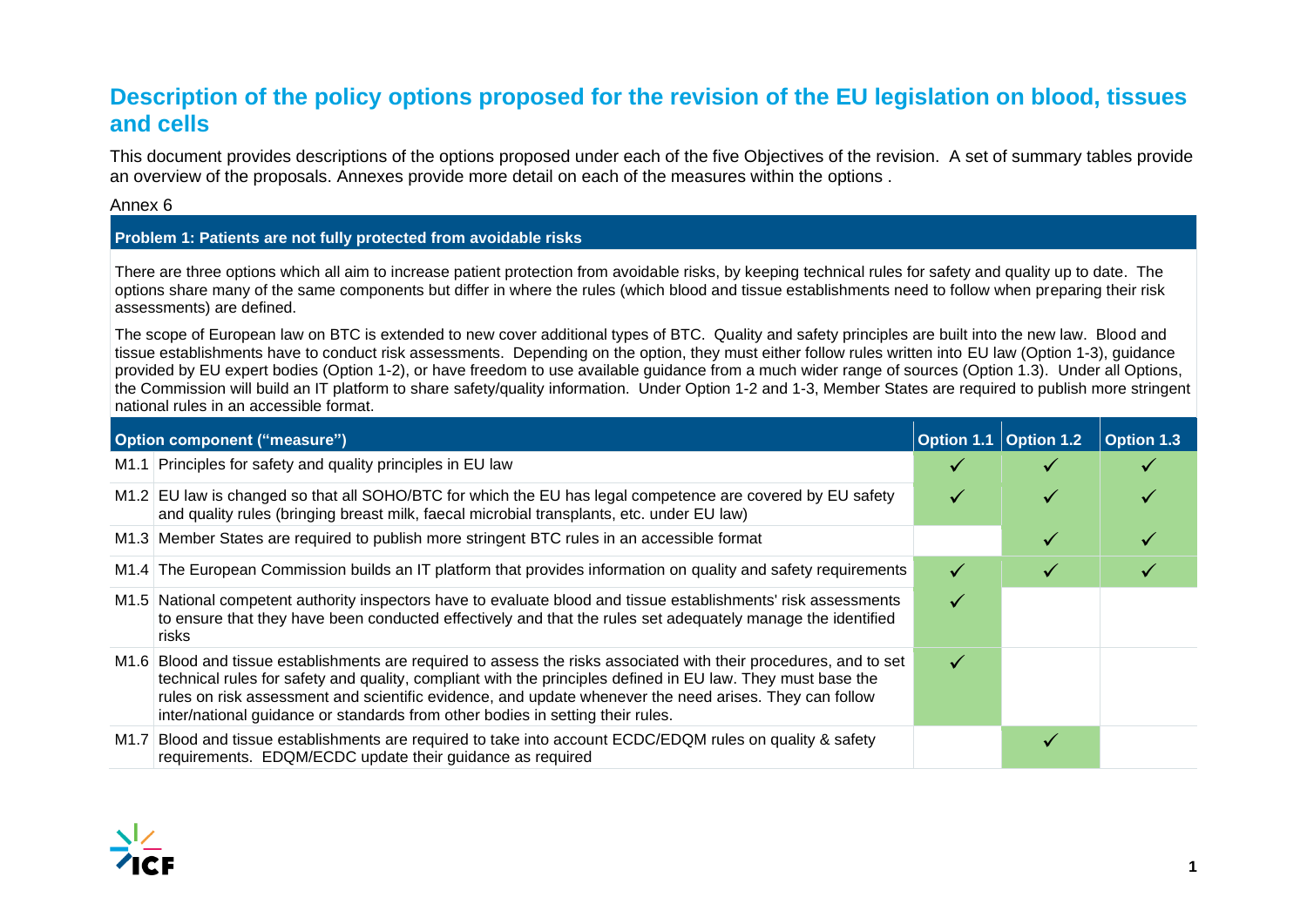# Description of the policy options proposed for the revision of the EU legislation on blood, tissues and cells

This document provides descriptions of the options proposed under each of the five Objectives of the revision. A set of summary tables provide an overview of the proposals. Annexes provide more detail on each of the measures within the options .

Annex 6

**Problem 1: Patients are not fully protected from avoidable risks**

There are three options which all aim to increase patient protection from avoidable risks, by keeping technical rules for safety and quality up to date. The options share many of the same components but differ in where the rules (which blood and tissue establishments need to follow when preparing their risk assessments) are defined.

The scope of European law on BTC is extended to new cover additional types of BTC. Quality and safety principles are built into the new law. Blood and tissue establishments have to conduct risk assessments. Depending on the option, they must either follow rules written into EU law (Option 1-3), guidance provided by EU expert bodies (Option 1-2), or have freedom to use available guidance from a much wider range of sources (Option 1.3). Under all Options, the Commission will build an IT platform to share safety/quality information. Under Option 1-2 and 1-3, Member States are required to publish more stringent national rules in an accessible format.

| | Option component ("measure") | Option 1.1 | Option 1.2 | Option 1.3 |
|---|---|---|---|---|
| M1.1 | Principles for safety and quality principles in EU law | ✓ | ✓ | ✓ |
| M1.2 | EU law is changed so that all SOHO/BTC for which the EU has legal competence are covered by EU safety and quality rules (bringing breast milk, faecal microbial transplants, etc. under EU law) | ✓ | ✓ | ✓ |
| M1.3 | Member States are required to publish more stringent BTC rules in an accessible format | | ✓ | ✓ |
| M1.4 | The European Commission builds an IT platform that provides information on quality and safety requirements | ✓ | ✓ | ✓ |
| M1.5 | National competent authority inspectors have to evaluate blood and tissue establishments' risk assessments to ensure that they have been conducted effectively and that the rules set adequately manage the identified risks | ✓ | | |
| M1.6 | Blood and tissue establishments are required to assess the risks associated with their procedures, and to set technical rules for safety and quality, compliant with the principles defined in EU law. They must base the rules on risk assessment and scientific evidence, and update whenever the need arises. They can follow inter/national guidance or standards from other bodies in setting their rules. | ✓ | | |
| M1.7 | Blood and tissue establishments are required to take into account ECDC/EDQM rules on quality & safety requirements. EDQM/ECDC update their guidance as required | | ✓ | |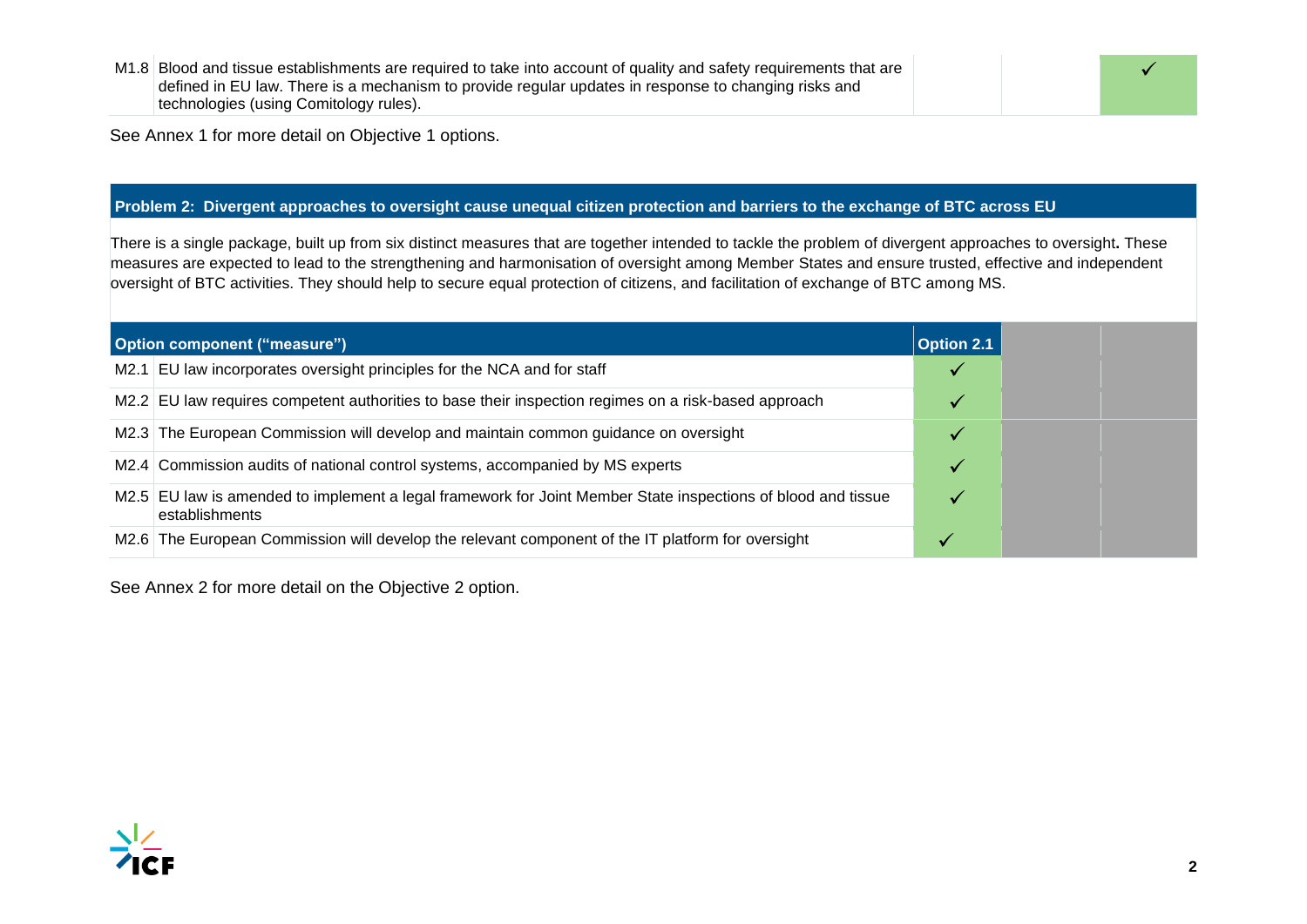| | | | | |
|---|---|---|---|---|
| M1.8 | Blood and tissue establishments are required to take into account of quality and safety requirements that are defined in EU law. There is a mechanism to provide regular updates in response to changing risks and technologies (using Comitology rules). | | | ✓ |

See Annex 1 for more detail on Objective 1 options.

**Problem 2: Divergent approaches to oversight cause unequal citizen protection and barriers to the exchange of BTC across EU**

There is a single package, built up from six distinct measures that are together intended to tackle the problem of divergent approaches to oversight**.** These measures are expected to lead to the strengthening and harmonisation of oversight among Member States and ensure trusted, effective and independent oversight of BTC activities. They should help to secure equal protection of citizens, and facilitation of exchange of BTC among MS.

| | Option component ("measure") | Option 2.1 | | |
|---|---|---|---|---|
| M2.1 | EU law incorporates oversight principles for the NCA and for staff | ✓ | | |
| M2.2 | EU law requires competent authorities to base their inspection regimes on a risk-based approach | ✓ | | |
| M2.3 | The European Commission will develop and maintain common guidance on oversight | ✓ | | |
| M2.4 | Commission audits of national control systems, accompanied by MS experts | ✓ | | |
| M2.5 | EU law is amended to implement a legal framework for Joint Member State inspections of blood and tissue establishments | ✓ | | |
| M2.6 | The European Commission will develop the relevant component of the IT platform for oversight | ✓ | | |

See Annex 2 for more detail on the Objective 2 option.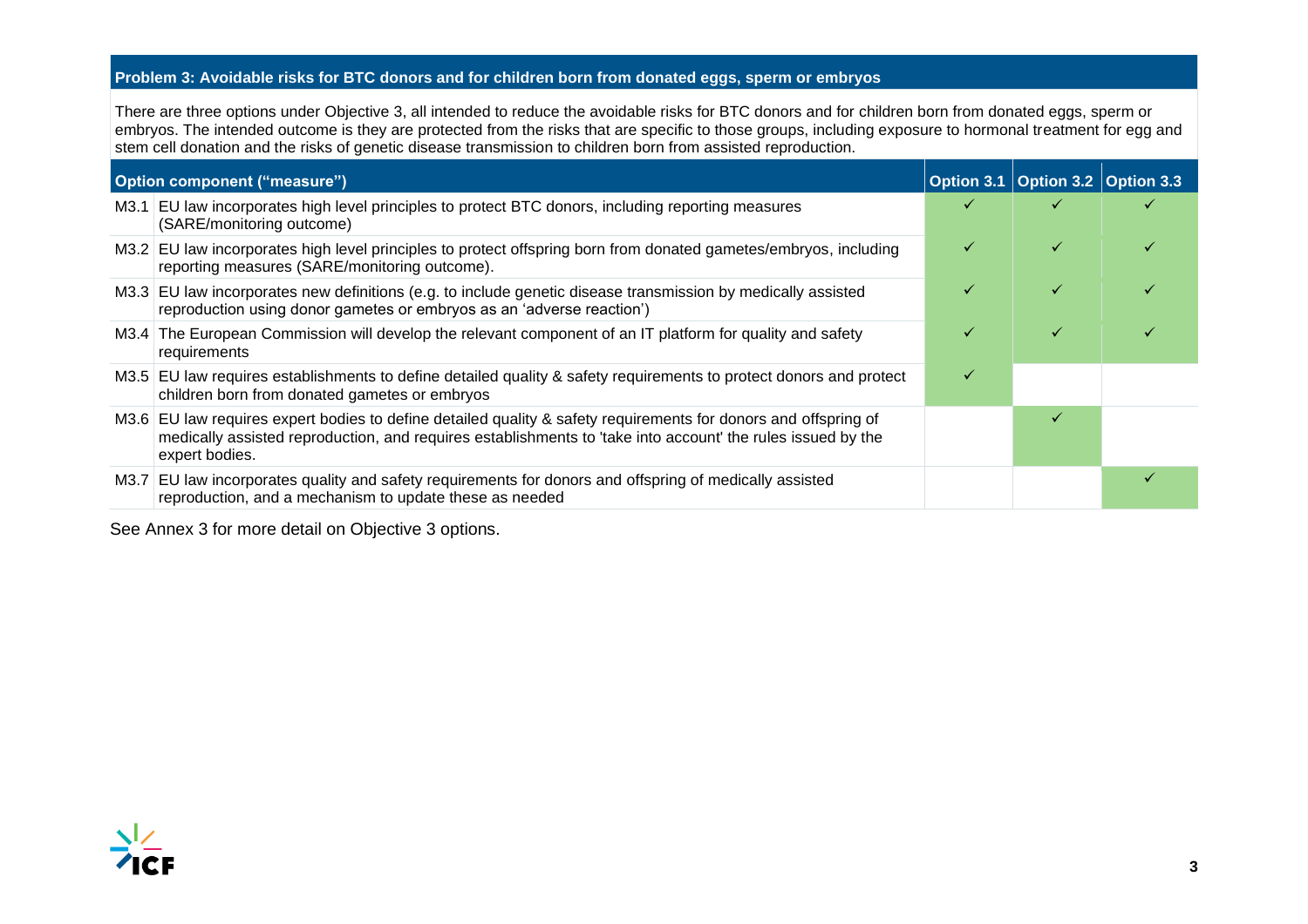**Problem 3: Avoidable risks for BTC donors and for children born from donated eggs, sperm or embryos**

There are three options under Objective 3, all intended to reduce the avoidable risks for BTC donors and for children born from donated eggs, sperm or embryos. The intended outcome is they are protected from the risks that are specific to those groups, including exposure to hormonal treatment for egg and stem cell donation and the risks of genetic disease transmission to children born from assisted reproduction.

| Option component ("measure") | | Option 3.1 | Option 3.2 | Option 3.3 |
|---|---|---|---|---|
| M3.1 | EU law incorporates high level principles to protect BTC donors, including reporting measures (SARE/monitoring outcome) | ✓ | ✓ | ✓ |
| M3.2 | EU law incorporates high level principles to protect offspring born from donated gametes/embryos, including reporting measures (SARE/monitoring outcome). | ✓ | ✓ | ✓ |
| M3.3 | EU law incorporates new definitions (e.g. to include genetic disease transmission by medically assisted reproduction using donor gametes or embryos as an 'adverse reaction') | ✓ | ✓ | ✓ |
| M3.4 | The European Commission will develop the relevant component of an IT platform for quality and safety requirements | ✓ | ✓ | ✓ |
| M3.5 | EU law requires establishments to define detailed quality & safety requirements to protect donors and protect children born from donated gametes or embryos | ✓ | | |
| M3.6 | EU law requires expert bodies to define detailed quality & safety requirements for donors and offspring of medically assisted reproduction, and requires establishments to 'take into account' the rules issued by the expert bodies. | | ✓ | |
| M3.7 | EU law incorporates quality and safety requirements for donors and offspring of medically assisted reproduction, and a mechanism to update these as needed | | | ✓ |

See Annex 3 for more detail on Objective 3 options.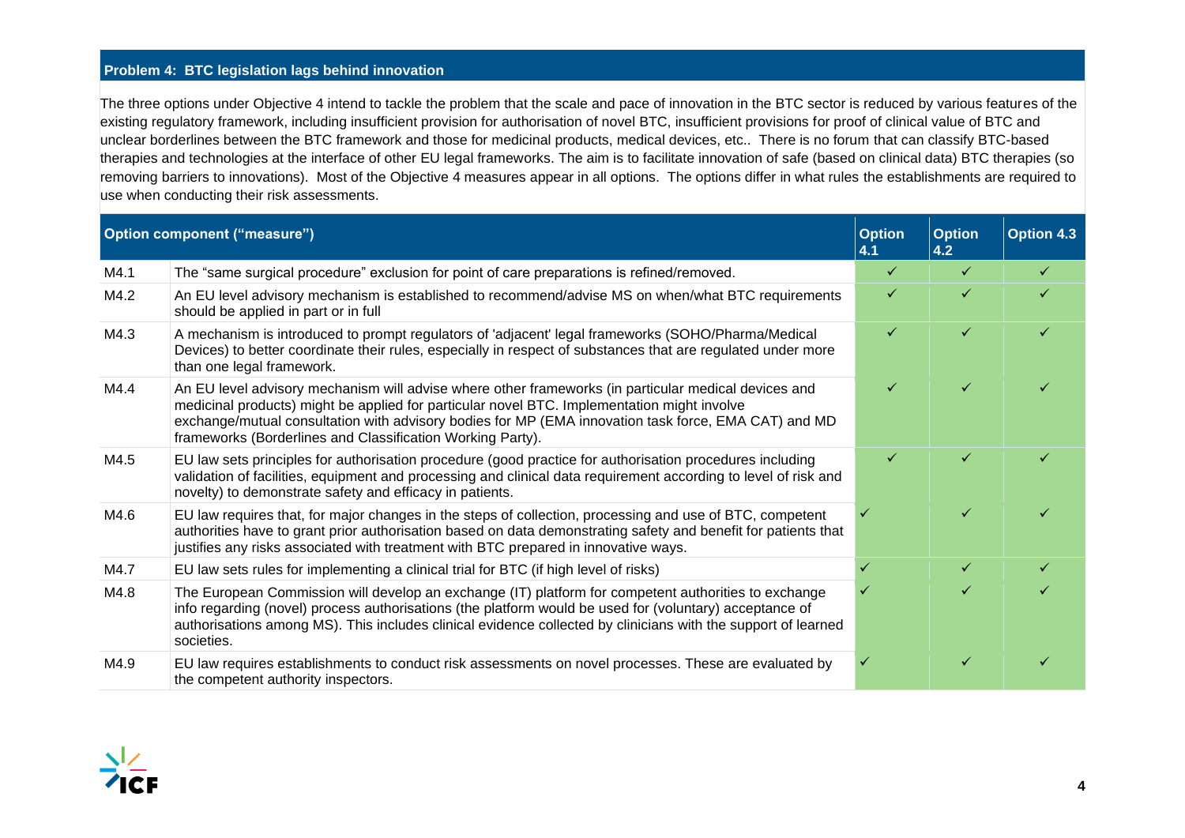### Problem 4: BTC legislation lags behind innovation

The three options under Objective 4 intend to tackle the problem that the scale and pace of innovation in the BTC sector is reduced by various features of the existing regulatory framework, including insufficient provision for authorisation of novel BTC, insufficient provisions for proof of clinical value of BTC and unclear borderlines between the BTC framework and those for medicinal products, medical devices, etc.. There is no forum that can classify BTC-based therapies and technologies at the interface of other EU legal frameworks. The aim is to facilitate innovation of safe (based on clinical data) BTC therapies (so removing barriers to innovations). Most of the Objective 4 measures appear in all options. The options differ in what rules the establishments are required to use when conducting their risk assessments.

| Option component ("measure") | | Option 4.1 | Option 4.2 | Option 4.3 |
|---|---|---|---|---|
| M4.1 | The "same surgical procedure" exclusion for point of care preparations is refined/removed. | ✓ | ✓ | ✓ |
| M4.2 | An EU level advisory mechanism is established to recommend/advise MS on when/what BTC requirements should be applied in part or in full | ✓ | ✓ | ✓ |
| M4.3 | A mechanism is introduced to prompt regulators of 'adjacent' legal frameworks (SOHO/Pharma/Medical Devices) to better coordinate their rules, especially in respect of substances that are regulated under more than one legal framework. | ✓ | ✓ | ✓ |
| M4.4 | An EU level advisory mechanism will advise where other frameworks (in particular medical devices and medicinal products) might be applied for particular novel BTC. Implementation might involve exchange/mutual consultation with advisory bodies for MP (EMA innovation task force, EMA CAT) and MD frameworks (Borderlines and Classification Working Party). | ✓ | ✓ | ✓ |
| M4.5 | EU law sets principles for authorisation procedure (good practice for authorisation procedures including validation of facilities, equipment and processing and clinical data requirement according to level of risk and novelty) to demonstrate safety and efficacy in patients. | ✓ | ✓ | ✓ |
| M4.6 | EU law requires that, for major changes in the steps of collection, processing and use of BTC, competent authorities have to grant prior authorisation based on data demonstrating safety and benefit for patients that justifies any risks associated with treatment with BTC prepared in innovative ways. | ✓ | ✓ | ✓ |
| M4.7 | EU law sets rules for implementing a clinical trial for BTC (if high level of risks) | ✓ | ✓ | ✓ |
| M4.8 | The European Commission will develop an exchange (IT) platform for competent authorities to exchange info regarding (novel) process authorisations (the platform would be used for (voluntary) acceptance of authorisations among MS). This includes clinical evidence collected by clinicians with the support of learned societies. | ✓ | ✓ | ✓ |
| M4.9 | EU law requires establishments to conduct risk assessments on novel processes. These are evaluated by the competent authority inspectors. | ✓ | ✓ | ✓ |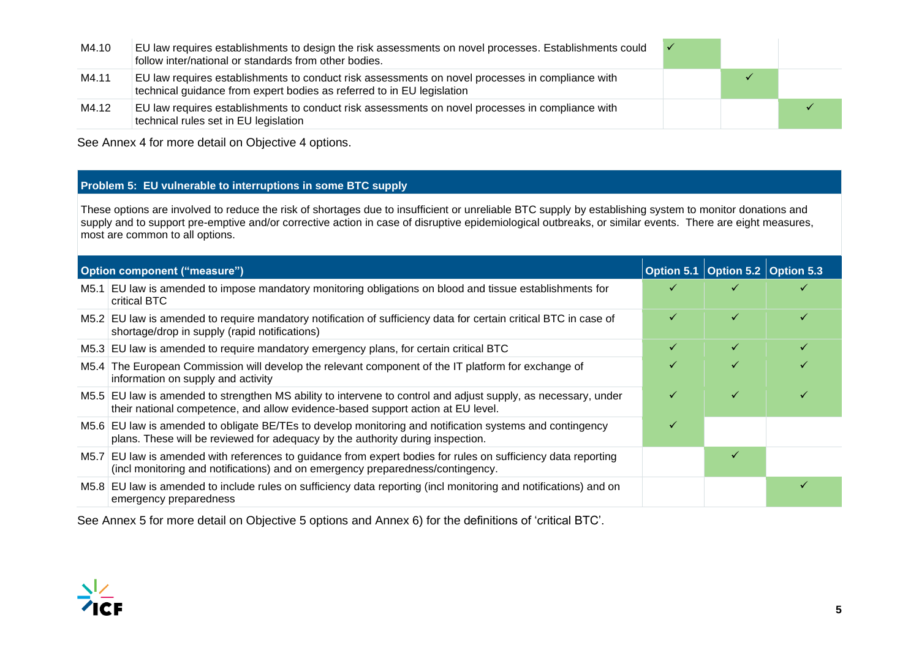| | | | | |
|---|---|---|---|---|
| M4.10 | EU law requires establishments to design the risk assessments on novel processes. Establishments could follow inter/national or standards from other bodies. | ✓ | | |
| M4.11 | EU law requires establishments to conduct risk assessments on novel processes in compliance with technical guidance from expert bodies as referred to in EU legislation | | ✓ | |
| M4.12 | EU law requires establishments to conduct risk assessments on novel processes in compliance with technical rules set in EU legislation | | | ✓ |

See Annex 4 for more detail on Objective 4 options.

**Problem 5: EU vulnerable to interruptions in some BTC supply**

These options are involved to reduce the risk of shortages due to insufficient or unreliable BTC supply by establishing system to monitor donations and supply and to support pre-emptive and/or corrective action in case of disruptive epidemiological outbreaks, or similar events. There are eight measures, most are common to all options.

| Option component ("measure") | | Option 5.1 | Option 5.2 | Option 5.3 |
|---|---|---|---|---|
| M5.1 | EU law is amended to impose mandatory monitoring obligations on blood and tissue establishments for critical BTC | ✓ | ✓ | ✓ |
| M5.2 | EU law is amended to require mandatory notification of sufficiency data for certain critical BTC in case of shortage/drop in supply (rapid notifications) | ✓ | ✓ | ✓ |
| M5.3 | EU law is amended to require mandatory emergency plans, for certain critical BTC | ✓ | ✓ | ✓ |
| M5.4 | The European Commission will develop the relevant component of the IT platform for exchange of information on supply and activity | ✓ | ✓ | ✓ |
| M5.5 | EU law is amended to strengthen MS ability to intervene to control and adjust supply, as necessary, under their national competence, and allow evidence-based support action at EU level. | ✓ | ✓ | ✓ |
| M5.6 | EU law is amended to obligate BE/TEs to develop monitoring and notification systems and contingency plans. These will be reviewed for adequacy by the authority during inspection. | ✓ | | |
| M5.7 | EU law is amended with references to guidance from expert bodies for rules on sufficiency data reporting (incl monitoring and notifications) and on emergency preparedness/contingency. | | ✓ | |
| M5.8 | EU law is amended to include rules on sufficiency data reporting (incl monitoring and notifications) and on emergency preparedness | | | ✓ |

See Annex 5 for more detail on Objective 5 options and Annex 6) for the definitions of 'critical BTC'.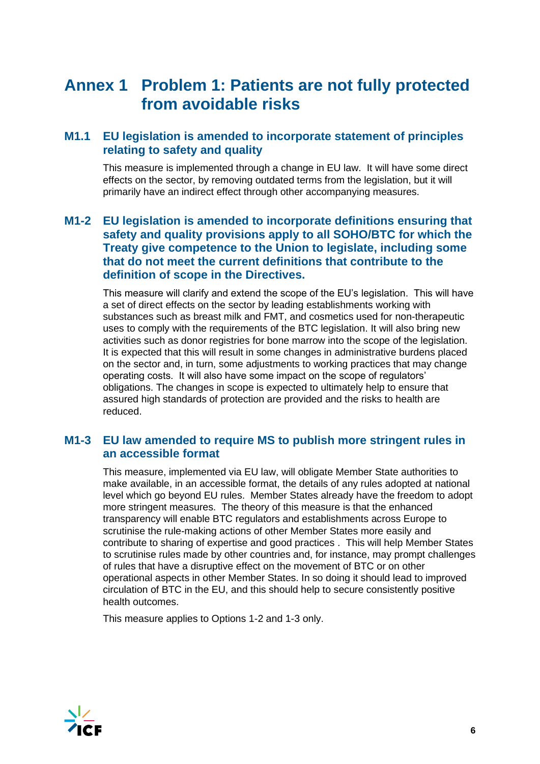# Annex 1 Problem 1: Patients are not fully protected from avoidable risks

## M1.1 EU legislation is amended to incorporate statement of principles relating to safety and quality

This measure is implemented through a change in EU law. It will have some direct effects on the sector, by removing outdated terms from the legislation, but it will primarily have an indirect effect through other accompanying measures.

## M1-2 EU legislation is amended to incorporate definitions ensuring that safety and quality provisions apply to all SOHO/BTC for which the Treaty give competence to the Union to legislate, including some that do not meet the current definitions that contribute to the definition of scope in the Directives.

This measure will clarify and extend the scope of the EU's legislation. This will have a set of direct effects on the sector by leading establishments working with substances such as breast milk and FMT, and cosmetics used for non-therapeutic uses to comply with the requirements of the BTC legislation. It will also bring new activities such as donor registries for bone marrow into the scope of the legislation. It is expected that this will result in some changes in administrative burdens placed on the sector and, in turn, some adjustments to working practices that may change operating costs. It will also have some impact on the scope of regulators' obligations. The changes in scope is expected to ultimately help to ensure that assured high standards of protection are provided and the risks to health are reduced.

## M1-3 EU law amended to require MS to publish more stringent rules in an accessible format

This measure, implemented via EU law, will obligate Member State authorities to make available, in an accessible format, the details of any rules adopted at national level which go beyond EU rules. Member States already have the freedom to adopt more stringent measures. The theory of this measure is that the enhanced transparency will enable BTC regulators and establishments across Europe to scrutinise the rule-making actions of other Member States more easily and contribute to sharing of expertise and good practices . This will help Member States to scrutinise rules made by other countries and, for instance, may prompt challenges of rules that have a disruptive effect on the movement of BTC or on other operational aspects in other Member States. In so doing it should lead to improved circulation of BTC in the EU, and this should help to secure consistently positive health outcomes.

This measure applies to Options 1-2 and 1-3 only.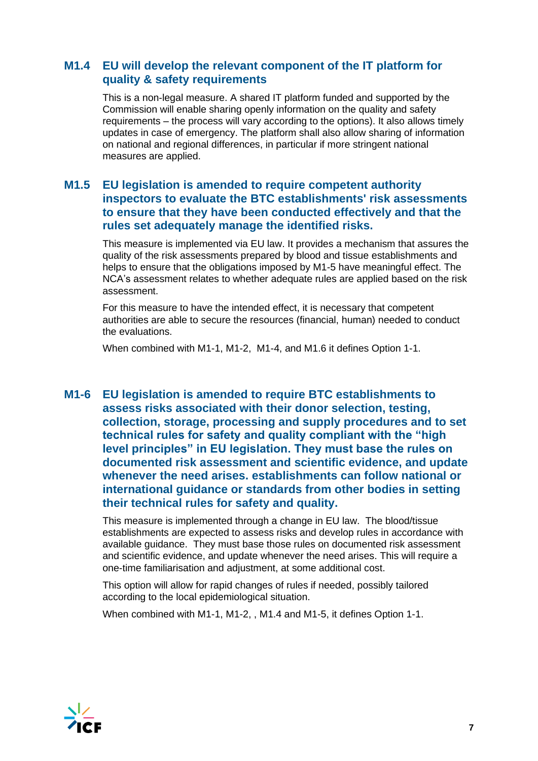### M1.4 EU will develop the relevant component of the IT platform for quality & safety requirements

This is a non-legal measure. A shared IT platform funded and supported by the Commission will enable sharing openly information on the quality and safety requirements – the process will vary according to the options). It also allows timely updates in case of emergency. The platform shall also allow sharing of information on national and regional differences, in particular if more stringent national measures are applied.

### M1.5 EU legislation is amended to require competent authority inspectors to evaluate the BTC establishments' risk assessments to ensure that they have been conducted effectively and that the rules set adequately manage the identified risks.

This measure is implemented via EU law. It provides a mechanism that assures the quality of the risk assessments prepared by blood and tissue establishments and helps to ensure that the obligations imposed by M1-5 have meaningful effect. The NCA's assessment relates to whether adequate rules are applied based on the risk assessment.

For this measure to have the intended effect, it is necessary that competent authorities are able to secure the resources (financial, human) needed to conduct the evaluations.

When combined with M1-1, M1-2, M1-4, and M1.6 it defines Option 1-1.

### M1-6 EU legislation is amended to require BTC establishments to assess risks associated with their donor selection, testing, collection, storage, processing and supply procedures and to set technical rules for safety and quality compliant with the "high level principles" in EU legislation. They must base the rules on documented risk assessment and scientific evidence, and update whenever the need arises. establishments can follow national or international guidance or standards from other bodies in setting their technical rules for safety and quality.

This measure is implemented through a change in EU law. The blood/tissue establishments are expected to assess risks and develop rules in accordance with available guidance. They must base those rules on documented risk assessment and scientific evidence, and update whenever the need arises. This will require a one-time familiarisation and adjustment, at some additional cost.

This option will allow for rapid changes of rules if needed, possibly tailored according to the local epidemiological situation.

When combined with M1-1, M1-2, , M1.4 and M1-5, it defines Option 1-1.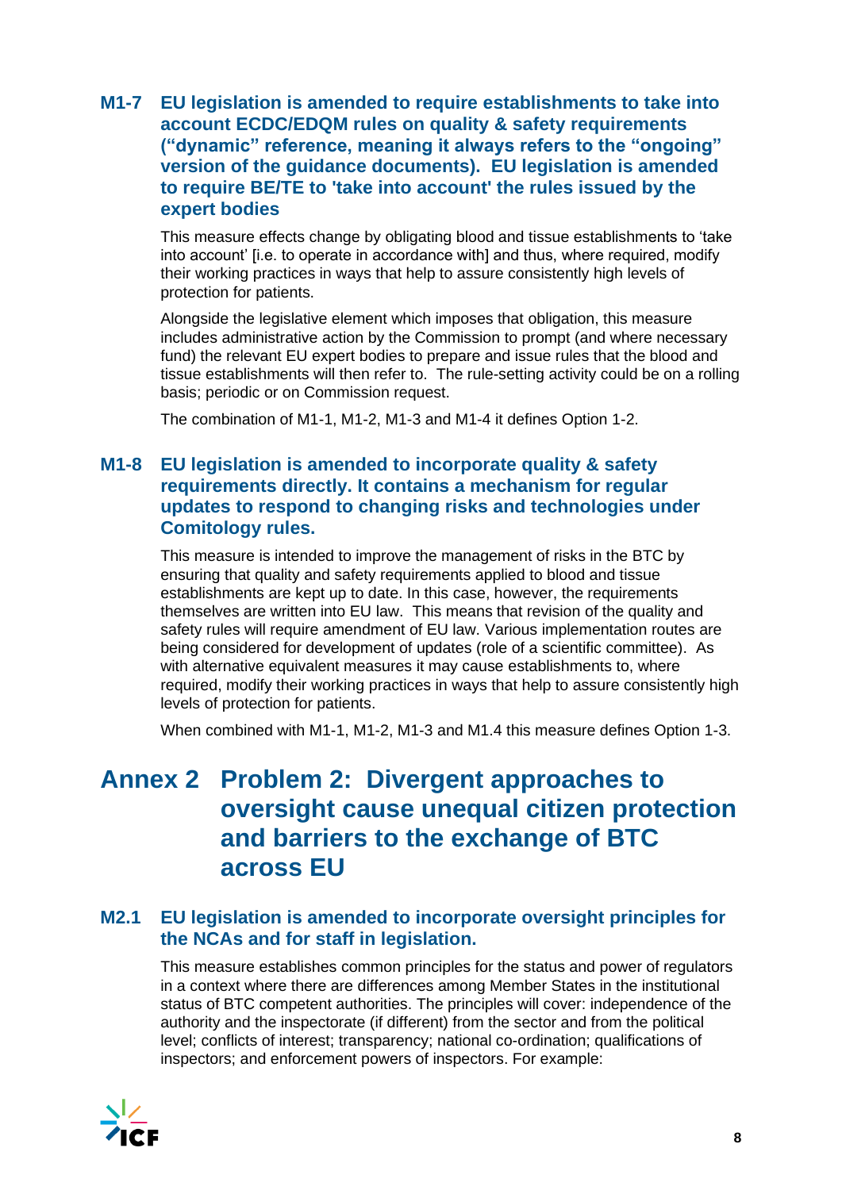### M1-7 EU legislation is amended to require establishments to take into account ECDC/EDQM rules on quality & safety requirements (“dynamic” reference, meaning it always refers to the “ongoing” version of the guidance documents). EU legislation is amended to require BE/TE to 'take into account' the rules issued by the expert bodies

This measure effects change by obligating blood and tissue establishments to ‘take into account’ [i.e. to operate in accordance with] and thus, where required, modify their working practices in ways that help to assure consistently high levels of protection for patients.

Alongside the legislative element which imposes that obligation, this measure includes administrative action by the Commission to prompt (and where necessary fund) the relevant EU expert bodies to prepare and issue rules that the blood and tissue establishments will then refer to. The rule-setting activity could be on a rolling basis; periodic or on Commission request.

The combination of M1-1, M1-2, M1-3 and M1-4 it defines Option 1-2.

### M1-8 EU legislation is amended to incorporate quality & safety requirements directly. It contains a mechanism for regular updates to respond to changing risks and technologies under Comitology rules.

This measure is intended to improve the management of risks in the BTC by ensuring that quality and safety requirements applied to blood and tissue establishments are kept up to date. In this case, however, the requirements themselves are written into EU law. This means that revision of the quality and safety rules will require amendment of EU law. Various implementation routes are being considered for development of updates (role of a scientific committee). As with alternative equivalent measures it may cause establishments to, where required, modify their working practices in ways that help to assure consistently high levels of protection for patients.

When combined with M1-1, M1-2, M1-3 and M1.4 this measure defines Option 1-3.

## Annex 2 Problem 2: Divergent approaches to oversight cause unequal citizen protection and barriers to the exchange of BTC across EU

### M2.1 EU legislation is amended to incorporate oversight principles for the NCAs and for staff in legislation.

This measure establishes common principles for the status and power of regulators in a context where there are differences among Member States in the institutional status of BTC competent authorities. The principles will cover: independence of the authority and the inspectorate (if different) from the sector and from the political level; conflicts of interest; transparency; national co-ordination; qualifications of inspectors; and enforcement powers of inspectors. For example: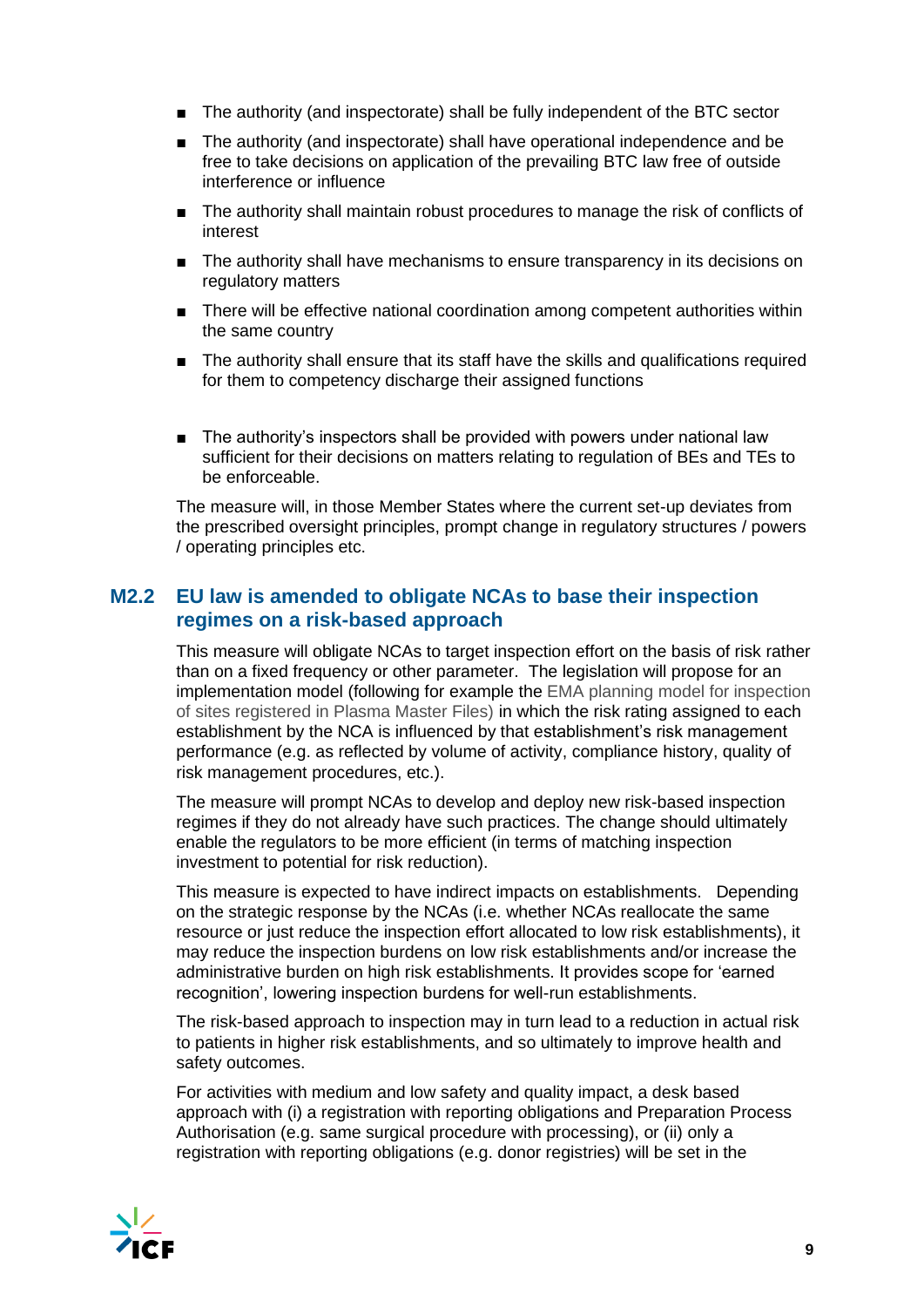- The authority (and inspectorate) shall be fully independent of the BTC sector
- The authority (and inspectorate) shall have operational independence and be free to take decisions on application of the prevailing BTC law free of outside interference or influence
- The authority shall maintain robust procedures to manage the risk of conflicts of interest
- The authority shall have mechanisms to ensure transparency in its decisions on regulatory matters
- There will be effective national coordination among competent authorities within the same country
- The authority shall ensure that its staff have the skills and qualifications required for them to competency discharge their assigned functions
- The authority's inspectors shall be provided with powers under national law sufficient for their decisions on matters relating to regulation of BEs and TEs to be enforceable.

The measure will, in those Member States where the current set-up deviates from the prescribed oversight principles, prompt change in regulatory structures / powers / operating principles etc.

## M2.2 EU law is amended to obligate NCAs to base their inspection regimes on a risk-based approach

This measure will obligate NCAs to target inspection effort on the basis of risk rather than on a fixed frequency or other parameter. The legislation will propose for an implementation model (following for example the EMA planning model for inspection of sites registered in Plasma Master Files) in which the risk rating assigned to each establishment by the NCA is influenced by that establishment's risk management performance (e.g. as reflected by volume of activity, compliance history, quality of risk management procedures, etc.).

The measure will prompt NCAs to develop and deploy new risk-based inspection regimes if they do not already have such practices. The change should ultimately enable the regulators to be more efficient (in terms of matching inspection investment to potential for risk reduction).

This measure is expected to have indirect impacts on establishments. Depending on the strategic response by the NCAs (i.e. whether NCAs reallocate the same resource or just reduce the inspection effort allocated to low risk establishments), it may reduce the inspection burdens on low risk establishments and/or increase the administrative burden on high risk establishments. It provides scope for 'earned recognition', lowering inspection burdens for well-run establishments.

The risk-based approach to inspection may in turn lead to a reduction in actual risk to patients in higher risk establishments, and so ultimately to improve health and safety outcomes.

For activities with medium and low safety and quality impact, a desk based approach with (i) a registration with reporting obligations and Preparation Process Authorisation (e.g. same surgical procedure with processing), or (ii) only a registration with reporting obligations (e.g. donor registries) will be set in the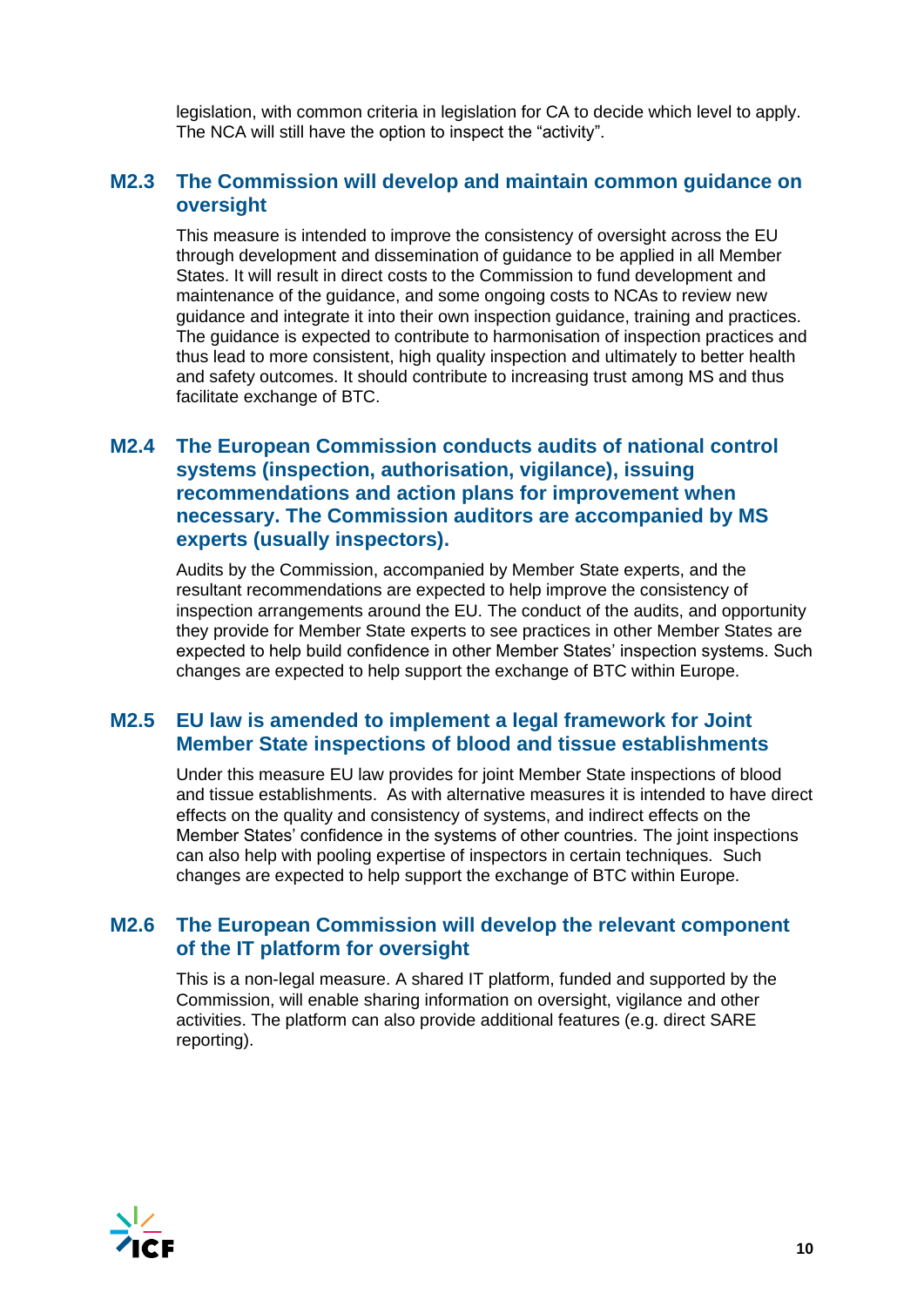legislation, with common criteria in legislation for CA to decide which level to apply. The NCA will still have the option to inspect the "activity".

### M2.3 The Commission will develop and maintain common guidance on oversight

This measure is intended to improve the consistency of oversight across the EU through development and dissemination of guidance to be applied in all Member States. It will result in direct costs to the Commission to fund development and maintenance of the guidance, and some ongoing costs to NCAs to review new guidance and integrate it into their own inspection guidance, training and practices. The guidance is expected to contribute to harmonisation of inspection practices and thus lead to more consistent, high quality inspection and ultimately to better health and safety outcomes. It should contribute to increasing trust among MS and thus facilitate exchange of BTC.

### M2.4 The European Commission conducts audits of national control systems (inspection, authorisation, vigilance), issuing recommendations and action plans for improvement when necessary. The Commission auditors are accompanied by MS experts (usually inspectors).

Audits by the Commission, accompanied by Member State experts, and the resultant recommendations are expected to help improve the consistency of inspection arrangements around the EU. The conduct of the audits, and opportunity they provide for Member State experts to see practices in other Member States are expected to help build confidence in other Member States' inspection systems. Such changes are expected to help support the exchange of BTC within Europe.

### M2.5 EU law is amended to implement a legal framework for Joint Member State inspections of blood and tissue establishments

Under this measure EU law provides for joint Member State inspections of blood and tissue establishments. As with alternative measures it is intended to have direct effects on the quality and consistency of systems, and indirect effects on the Member States' confidence in the systems of other countries. The joint inspections can also help with pooling expertise of inspectors in certain techniques. Such changes are expected to help support the exchange of BTC within Europe.

### M2.6 The European Commission will develop the relevant component of the IT platform for oversight

This is a non-legal measure. A shared IT platform, funded and supported by the Commission, will enable sharing information on oversight, vigilance and other activities. The platform can also provide additional features (e.g. direct SARE reporting).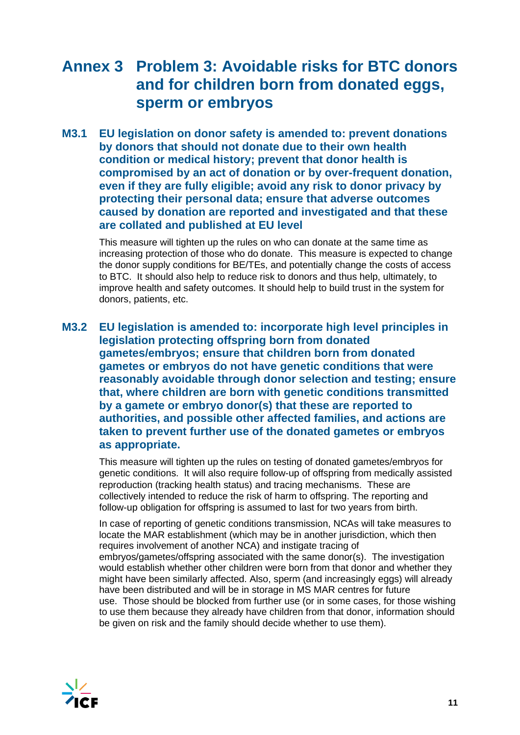# Annex 3 Problem 3: Avoidable risks for BTC donors and for children born from donated eggs, sperm or embryos

## M3.1 EU legislation on donor safety is amended to: prevent donations by donors that should not donate due to their own health condition or medical history; prevent that donor health is compromised by an act of donation or by over-frequent donation, even if they are fully eligible; avoid any risk to donor privacy by protecting their personal data; ensure that adverse outcomes caused by donation are reported and investigated and that these are collated and published at EU level

This measure will tighten up the rules on who can donate at the same time as increasing protection of those who do donate. This measure is expected to change the donor supply conditions for BE/TEs, and potentially change the costs of access to BTC. It should also help to reduce risk to donors and thus help, ultimately, to improve health and safety outcomes. It should help to build trust in the system for donors, patients, etc.

## M3.2 EU legislation is amended to: incorporate high level principles in legislation protecting offspring born from donated gametes/embryos; ensure that children born from donated gametes or embryos do not have genetic conditions that were reasonably avoidable through donor selection and testing; ensure that, where children are born with genetic conditions transmitted by a gamete or embryo donor(s) that these are reported to authorities, and possible other affected families, and actions are taken to prevent further use of the donated gametes or embryos as appropriate.

This measure will tighten up the rules on testing of donated gametes/embryos for genetic conditions. It will also require follow-up of offspring from medically assisted reproduction (tracking health status) and tracing mechanisms. These are collectively intended to reduce the risk of harm to offspring. The reporting and follow-up obligation for offspring is assumed to last for two years from birth.

In case of reporting of genetic conditions transmission, NCAs will take measures to locate the MAR establishment (which may be in another jurisdiction, which then requires involvement of another NCA) and instigate tracing of embryos/gametes/offspring associated with the same donor(s). The investigation would establish whether other children were born from that donor and whether they might have been similarly affected. Also, sperm (and increasingly eggs) will already have been distributed and will be in storage in MS MAR centres for future use. Those should be blocked from further use (or in some cases, for those wishing to use them because they already have children from that donor, information should be given on risk and the family should decide whether to use them).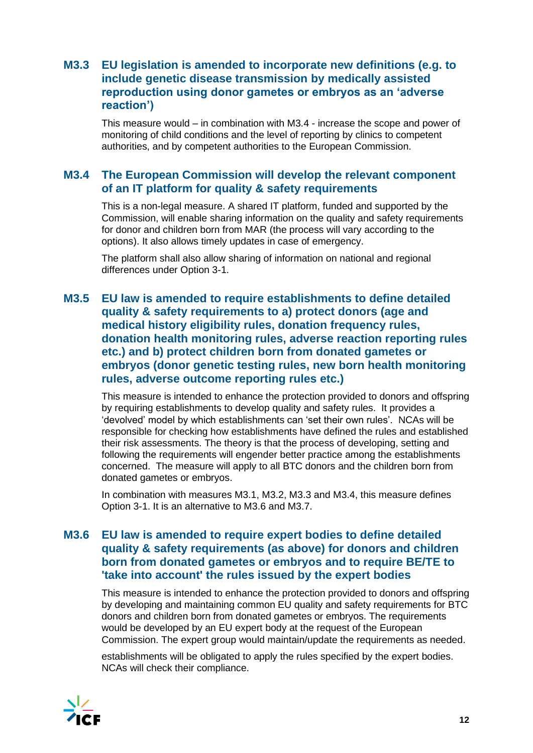### M3.3 EU legislation is amended to incorporate new definitions (e.g. to include genetic disease transmission by medically assisted reproduction using donor gametes or embryos as an 'adverse reaction')

This measure would – in combination with M3.4 - increase the scope and power of monitoring of child conditions and the level of reporting by clinics to competent authorities, and by competent authorities to the European Commission.

### M3.4 The European Commission will develop the relevant component of an IT platform for quality & safety requirements

This is a non-legal measure. A shared IT platform, funded and supported by the Commission, will enable sharing information on the quality and safety requirements for donor and children born from MAR (the process will vary according to the options). It also allows timely updates in case of emergency.

The platform shall also allow sharing of information on national and regional differences under Option 3-1.

### M3.5 EU law is amended to require establishments to define detailed quality & safety requirements to a) protect donors (age and medical history eligibility rules, donation frequency rules, donation health monitoring rules, adverse reaction reporting rules etc.) and b) protect children born from donated gametes or embryos (donor genetic testing rules, new born health monitoring rules, adverse outcome reporting rules etc.)

This measure is intended to enhance the protection provided to donors and offspring by requiring establishments to develop quality and safety rules. It provides a 'devolved' model by which establishments can 'set their own rules'. NCAs will be responsible for checking how establishments have defined the rules and established their risk assessments. The theory is that the process of developing, setting and following the requirements will engender better practice among the establishments concerned. The measure will apply to all BTC donors and the children born from donated gametes or embryos.

In combination with measures M3.1, M3.2, M3.3 and M3.4, this measure defines Option 3-1. It is an alternative to M3.6 and M3.7.

### M3.6 EU law is amended to require expert bodies to define detailed quality & safety requirements (as above) for donors and children born from donated gametes or embryos and to require BE/TE to 'take into account' the rules issued by the expert bodies

This measure is intended to enhance the protection provided to donors and offspring by developing and maintaining common EU quality and safety requirements for BTC donors and children born from donated gametes or embryos. The requirements would be developed by an EU expert body at the request of the European Commission. The expert group would maintain/update the requirements as needed.

establishments will be obligated to apply the rules specified by the expert bodies. NCAs will check their compliance.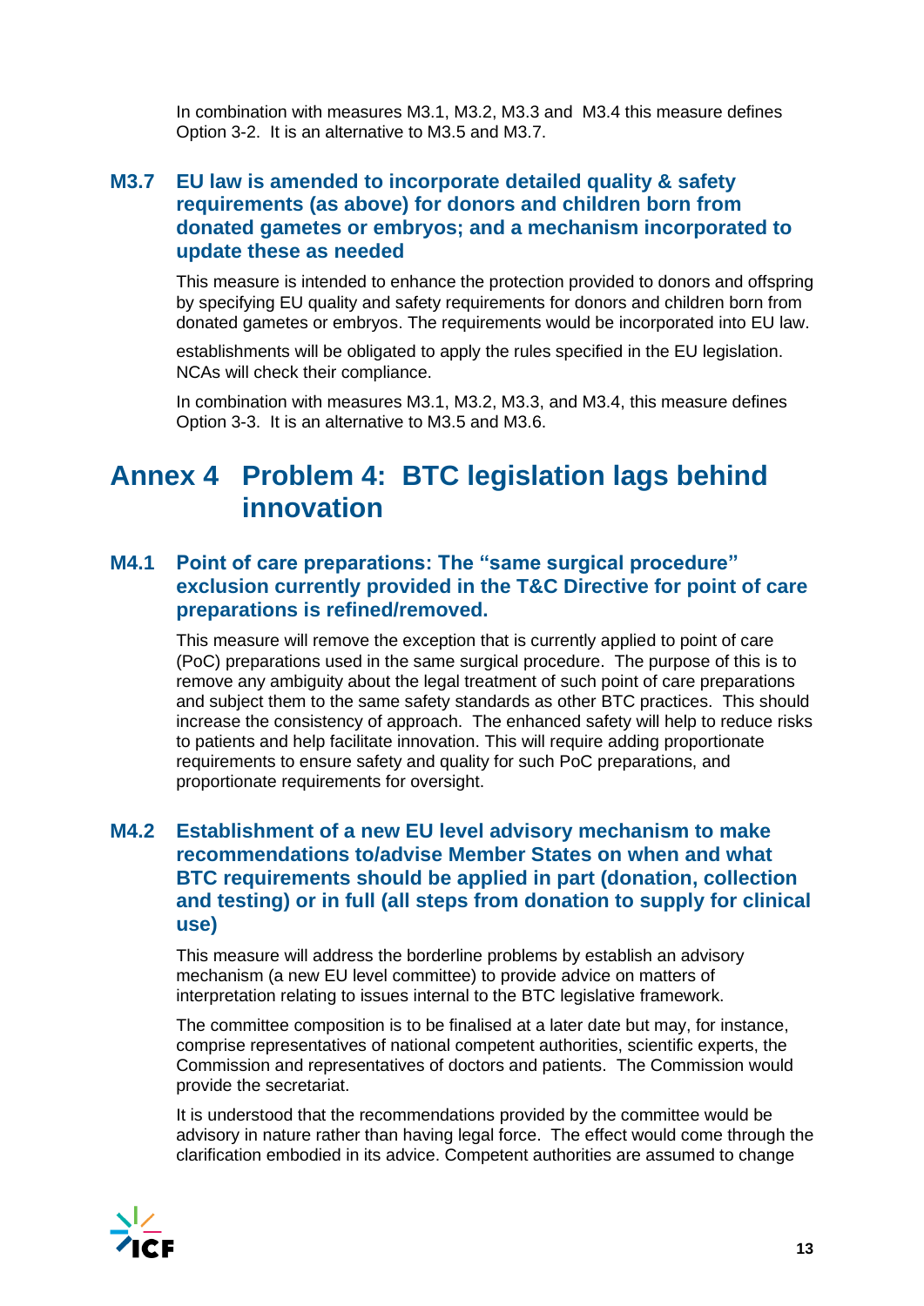In combination with measures M3.1, M3.2, M3.3 and M3.4 this measure defines Option 3-2. It is an alternative to M3.5 and M3.7.

### M3.7 EU law is amended to incorporate detailed quality & safety requirements (as above) for donors and children born from donated gametes or embryos; and a mechanism incorporated to update these as needed

This measure is intended to enhance the protection provided to donors and offspring by specifying EU quality and safety requirements for donors and children born from donated gametes or embryos. The requirements would be incorporated into EU law.

establishments will be obligated to apply the rules specified in the EU legislation. NCAs will check their compliance.

In combination with measures M3.1, M3.2, M3.3, and M3.4, this measure defines Option 3-3. It is an alternative to M3.5 and M3.6.

## Annex 4 Problem 4: BTC legislation lags behind innovation

### M4.1 Point of care preparations: The "same surgical procedure" exclusion currently provided in the T&C Directive for point of care preparations is refined/removed.

This measure will remove the exception that is currently applied to point of care (PoC) preparations used in the same surgical procedure. The purpose of this is to remove any ambiguity about the legal treatment of such point of care preparations and subject them to the same safety standards as other BTC practices. This should increase the consistency of approach. The enhanced safety will help to reduce risks to patients and help facilitate innovation. This will require adding proportionate requirements to ensure safety and quality for such PoC preparations, and proportionate requirements for oversight.

### M4.2 Establishment of a new EU level advisory mechanism to make recommendations to/advise Member States on when and what BTC requirements should be applied in part (donation, collection and testing) or in full (all steps from donation to supply for clinical use)

This measure will address the borderline problems by establish an advisory mechanism (a new EU level committee) to provide advice on matters of interpretation relating to issues internal to the BTC legislative framework.

The committee composition is to be finalised at a later date but may, for instance, comprise representatives of national competent authorities, scientific experts, the Commission and representatives of doctors and patients. The Commission would provide the secretariat.

It is understood that the recommendations provided by the committee would be advisory in nature rather than having legal force. The effect would come through the clarification embodied in its advice. Competent authorities are assumed to change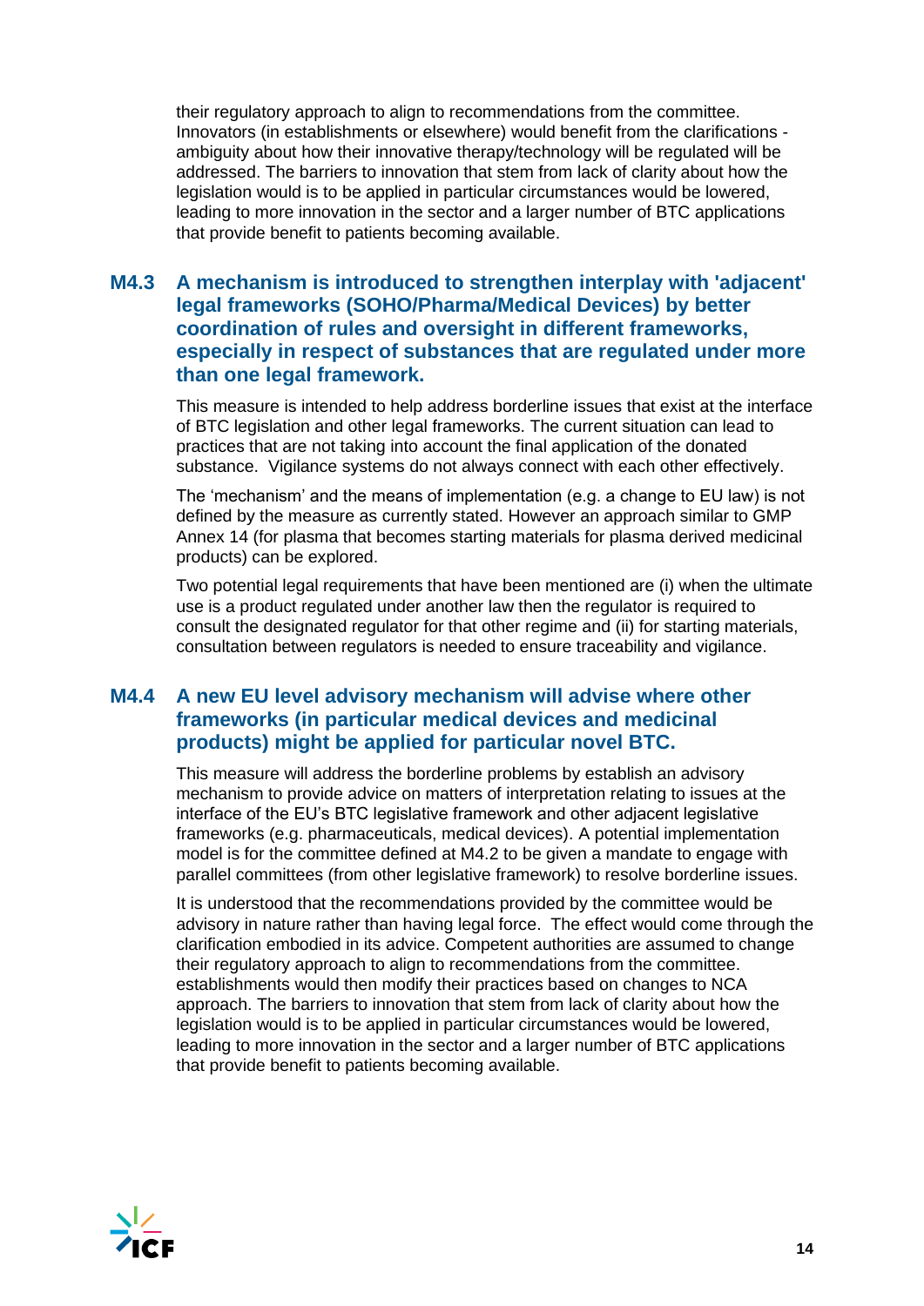their regulatory approach to align to recommendations from the committee. Innovators (in establishments or elsewhere) would benefit from the clarifications - ambiguity about how their innovative therapy/technology will be regulated will be addressed. The barriers to innovation that stem from lack of clarity about how the legislation would is to be applied in particular circumstances would be lowered, leading to more innovation in the sector and a larger number of BTC applications that provide benefit to patients becoming available.

### M4.3 A mechanism is introduced to strengthen interplay with 'adjacent' legal frameworks (SOHO/Pharma/Medical Devices) by better coordination of rules and oversight in different frameworks, especially in respect of substances that are regulated under more than one legal framework.

This measure is intended to help address borderline issues that exist at the interface of BTC legislation and other legal frameworks. The current situation can lead to practices that are not taking into account the final application of the donated substance. Vigilance systems do not always connect with each other effectively.

The 'mechanism' and the means of implementation (e.g. a change to EU law) is not defined by the measure as currently stated. However an approach similar to GMP Annex 14 (for plasma that becomes starting materials for plasma derived medicinal products) can be explored.

Two potential legal requirements that have been mentioned are (i) when the ultimate use is a product regulated under another law then the regulator is required to consult the designated regulator for that other regime and (ii) for starting materials, consultation between regulators is needed to ensure traceability and vigilance.

### M4.4 A new EU level advisory mechanism will advise where other frameworks (in particular medical devices and medicinal products) might be applied for particular novel BTC.

This measure will address the borderline problems by establish an advisory mechanism to provide advice on matters of interpretation relating to issues at the interface of the EU's BTC legislative framework and other adjacent legislative frameworks (e.g. pharmaceuticals, medical devices). A potential implementation model is for the committee defined at M4.2 to be given a mandate to engage with parallel committees (from other legislative framework) to resolve borderline issues.

It is understood that the recommendations provided by the committee would be advisory in nature rather than having legal force. The effect would come through the clarification embodied in its advice. Competent authorities are assumed to change their regulatory approach to align to recommendations from the committee. establishments would then modify their practices based on changes to NCA approach. The barriers to innovation that stem from lack of clarity about how the legislation would is to be applied in particular circumstances would be lowered, leading to more innovation in the sector and a larger number of BTC applications that provide benefit to patients becoming available.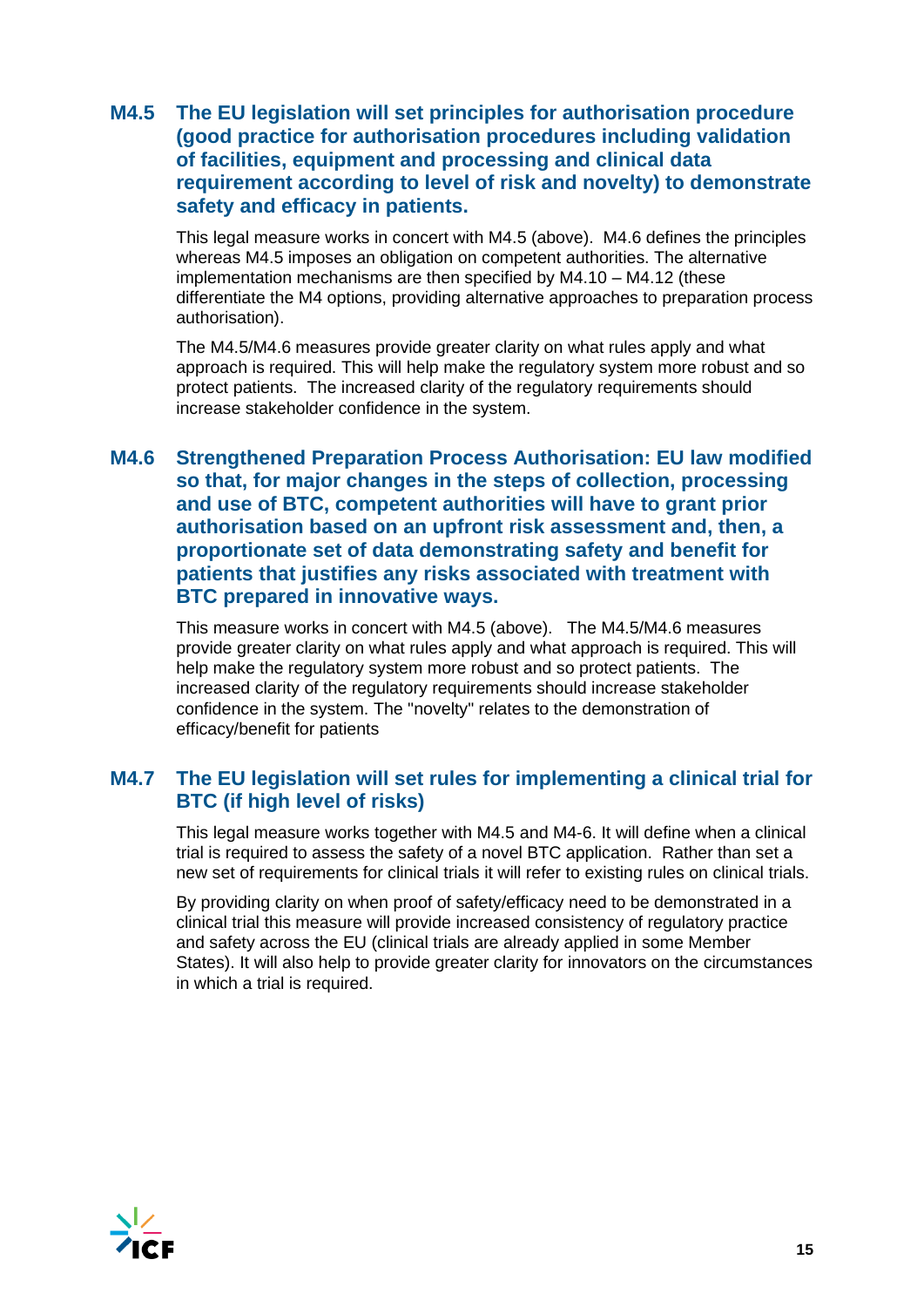### M4.5 The EU legislation will set principles for authorisation procedure (good practice for authorisation procedures including validation of facilities, equipment and processing and clinical data requirement according to level of risk and novelty) to demonstrate safety and efficacy in patients.

This legal measure works in concert with M4.5 (above). M4.6 defines the principles whereas M4.5 imposes an obligation on competent authorities. The alternative implementation mechanisms are then specified by M4.10 – M4.12 (these differentiate the M4 options, providing alternative approaches to preparation process authorisation).

The M4.5/M4.6 measures provide greater clarity on what rules apply and what approach is required. This will help make the regulatory system more robust and so protect patients. The increased clarity of the regulatory requirements should increase stakeholder confidence in the system.

### M4.6 Strengthened Preparation Process Authorisation: EU law modified so that, for major changes in the steps of collection, processing and use of BTC, competent authorities will have to grant prior authorisation based on an upfront risk assessment and, then, a proportionate set of data demonstrating safety and benefit for patients that justifies any risks associated with treatment with BTC prepared in innovative ways.

This measure works in concert with M4.5 (above). The M4.5/M4.6 measures provide greater clarity on what rules apply and what approach is required. This will help make the regulatory system more robust and so protect patients. The increased clarity of the regulatory requirements should increase stakeholder confidence in the system. The "novelty" relates to the demonstration of efficacy/benefit for patients

### M4.7 The EU legislation will set rules for implementing a clinical trial for BTC (if high level of risks)

This legal measure works together with M4.5 and M4-6. It will define when a clinical trial is required to assess the safety of a novel BTC application. Rather than set a new set of requirements for clinical trials it will refer to existing rules on clinical trials.

By providing clarity on when proof of safety/efficacy need to be demonstrated in a clinical trial this measure will provide increased consistency of regulatory practice and safety across the EU (clinical trials are already applied in some Member States). It will also help to provide greater clarity for innovators on the circumstances in which a trial is required.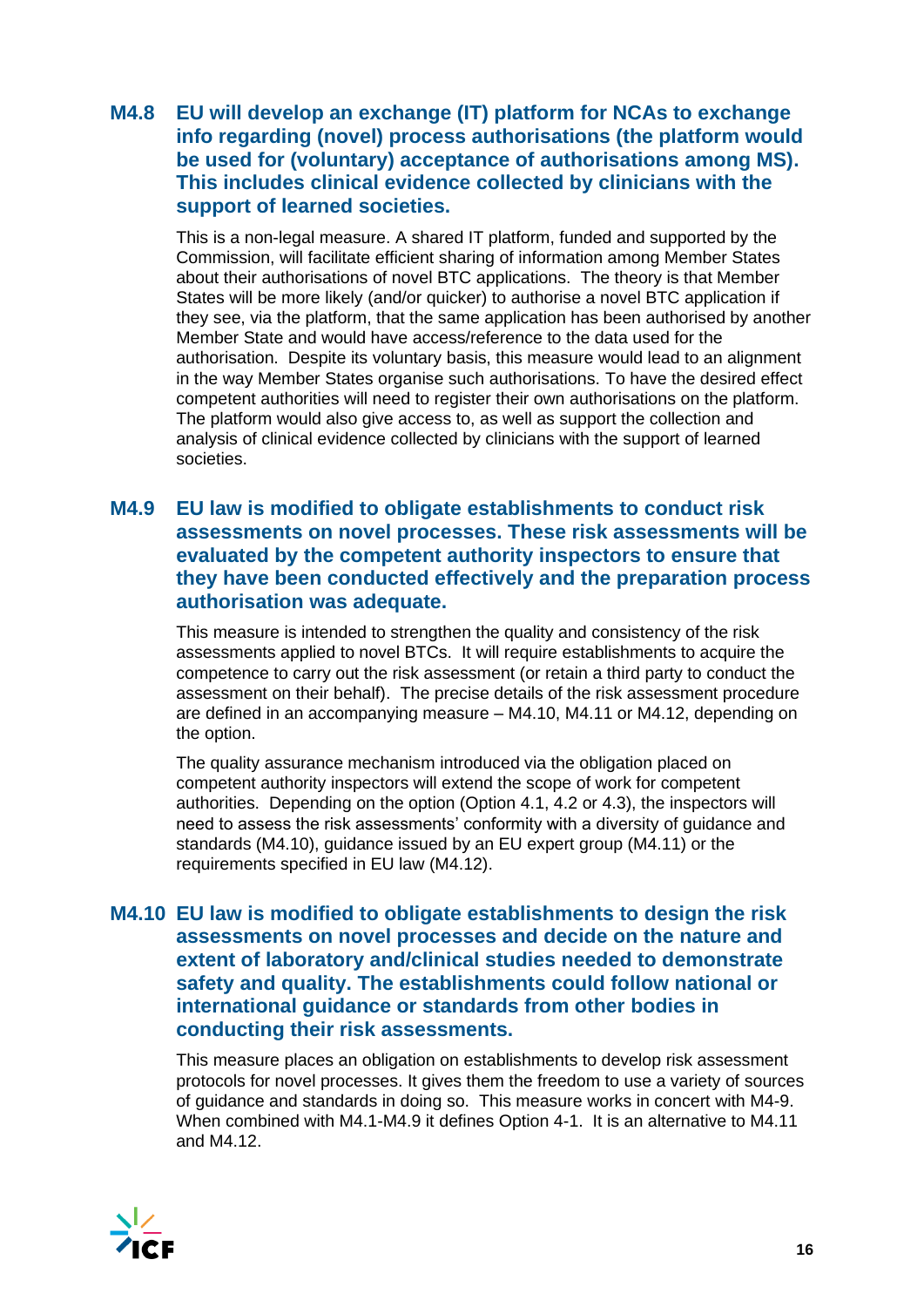### M4.8 EU will develop an exchange (IT) platform for NCAs to exchange info regarding (novel) process authorisations (the platform would be used for (voluntary) acceptance of authorisations among MS). This includes clinical evidence collected by clinicians with the support of learned societies.

This is a non-legal measure. A shared IT platform, funded and supported by the Commission, will facilitate efficient sharing of information among Member States about their authorisations of novel BTC applications. The theory is that Member States will be more likely (and/or quicker) to authorise a novel BTC application if they see, via the platform, that the same application has been authorised by another Member State and would have access/reference to the data used for the authorisation. Despite its voluntary basis, this measure would lead to an alignment in the way Member States organise such authorisations. To have the desired effect competent authorities will need to register their own authorisations on the platform. The platform would also give access to, as well as support the collection and analysis of clinical evidence collected by clinicians with the support of learned societies.

### M4.9 EU law is modified to obligate establishments to conduct risk assessments on novel processes. These risk assessments will be evaluated by the competent authority inspectors to ensure that they have been conducted effectively and the preparation process authorisation was adequate.

This measure is intended to strengthen the quality and consistency of the risk assessments applied to novel BTCs. It will require establishments to acquire the competence to carry out the risk assessment (or retain a third party to conduct the assessment on their behalf). The precise details of the risk assessment procedure are defined in an accompanying measure – M4.10, M4.11 or M4.12, depending on the option.

The quality assurance mechanism introduced via the obligation placed on competent authority inspectors will extend the scope of work for competent authorities. Depending on the option (Option 4.1, 4.2 or 4.3), the inspectors will need to assess the risk assessments' conformity with a diversity of guidance and standards (M4.10), guidance issued by an EU expert group (M4.11) or the requirements specified in EU law (M4.12).

### M4.10 EU law is modified to obligate establishments to design the risk assessments on novel processes and decide on the nature and extent of laboratory and/clinical studies needed to demonstrate safety and quality. The establishments could follow national or international guidance or standards from other bodies in conducting their risk assessments.

This measure places an obligation on establishments to develop risk assessment protocols for novel processes. It gives them the freedom to use a variety of sources of guidance and standards in doing so. This measure works in concert with M4-9. When combined with M4.1-M4.9 it defines Option 4-1. It is an alternative to M4.11 and M4.12.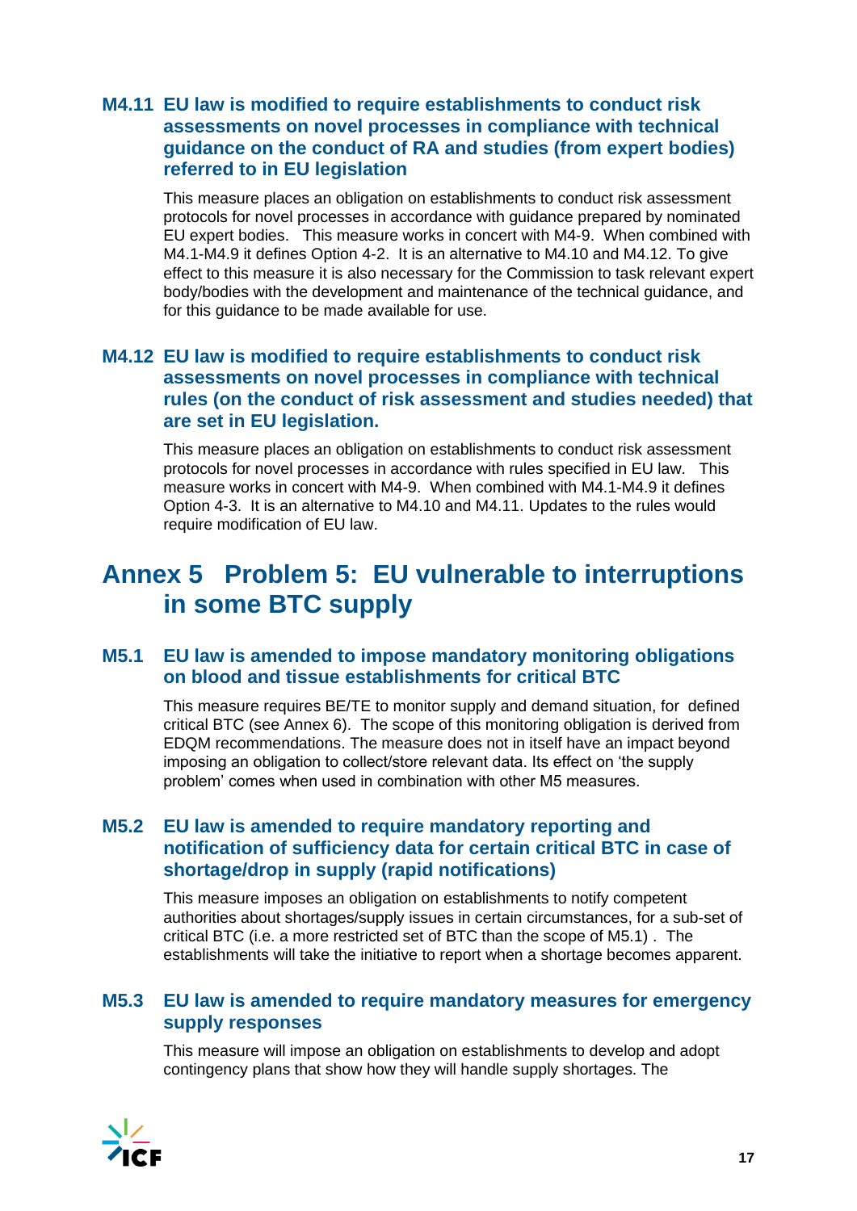### M4.11 EU law is modified to require establishments to conduct risk assessments on novel processes in compliance with technical guidance on the conduct of RA and studies (from expert bodies) referred to in EU legislation

This measure places an obligation on establishments to conduct risk assessment protocols for novel processes in accordance with guidance prepared by nominated EU expert bodies. This measure works in concert with M4-9. When combined with M4.1-M4.9 it defines Option 4-2. It is an alternative to M4.10 and M4.12. To give effect to this measure it is also necessary for the Commission to task relevant expert body/bodies with the development and maintenance of the technical guidance, and for this guidance to be made available for use.

### M4.12 EU law is modified to require establishments to conduct risk assessments on novel processes in compliance with technical rules (on the conduct of risk assessment and studies needed) that are set in EU legislation.

This measure places an obligation on establishments to conduct risk assessment protocols for novel processes in accordance with rules specified in EU law. This measure works in concert with M4-9. When combined with M4.1-M4.9 it defines Option 4-3. It is an alternative to M4.10 and M4.11. Updates to the rules would require modification of EU law.

## Annex 5 Problem 5: EU vulnerable to interruptions in some BTC supply

### M5.1 EU law is amended to impose mandatory monitoring obligations on blood and tissue establishments for critical BTC

This measure requires BE/TE to monitor supply and demand situation, for defined critical BTC (see Annex 6). The scope of this monitoring obligation is derived from EDQM recommendations. The measure does not in itself have an impact beyond imposing an obligation to collect/store relevant data. Its effect on 'the supply problem' comes when used in combination with other M5 measures.

### M5.2 EU law is amended to require mandatory reporting and notification of sufficiency data for certain critical BTC in case of shortage/drop in supply (rapid notifications)

This measure imposes an obligation on establishments to notify competent authorities about shortages/supply issues in certain circumstances, for a sub-set of critical BTC (i.e. a more restricted set of BTC than the scope of M5.1) . The establishments will take the initiative to report when a shortage becomes apparent.

### M5.3 EU law is amended to require mandatory measures for emergency supply responses

This measure will impose an obligation on establishments to develop and adopt contingency plans that show how they will handle supply shortages. The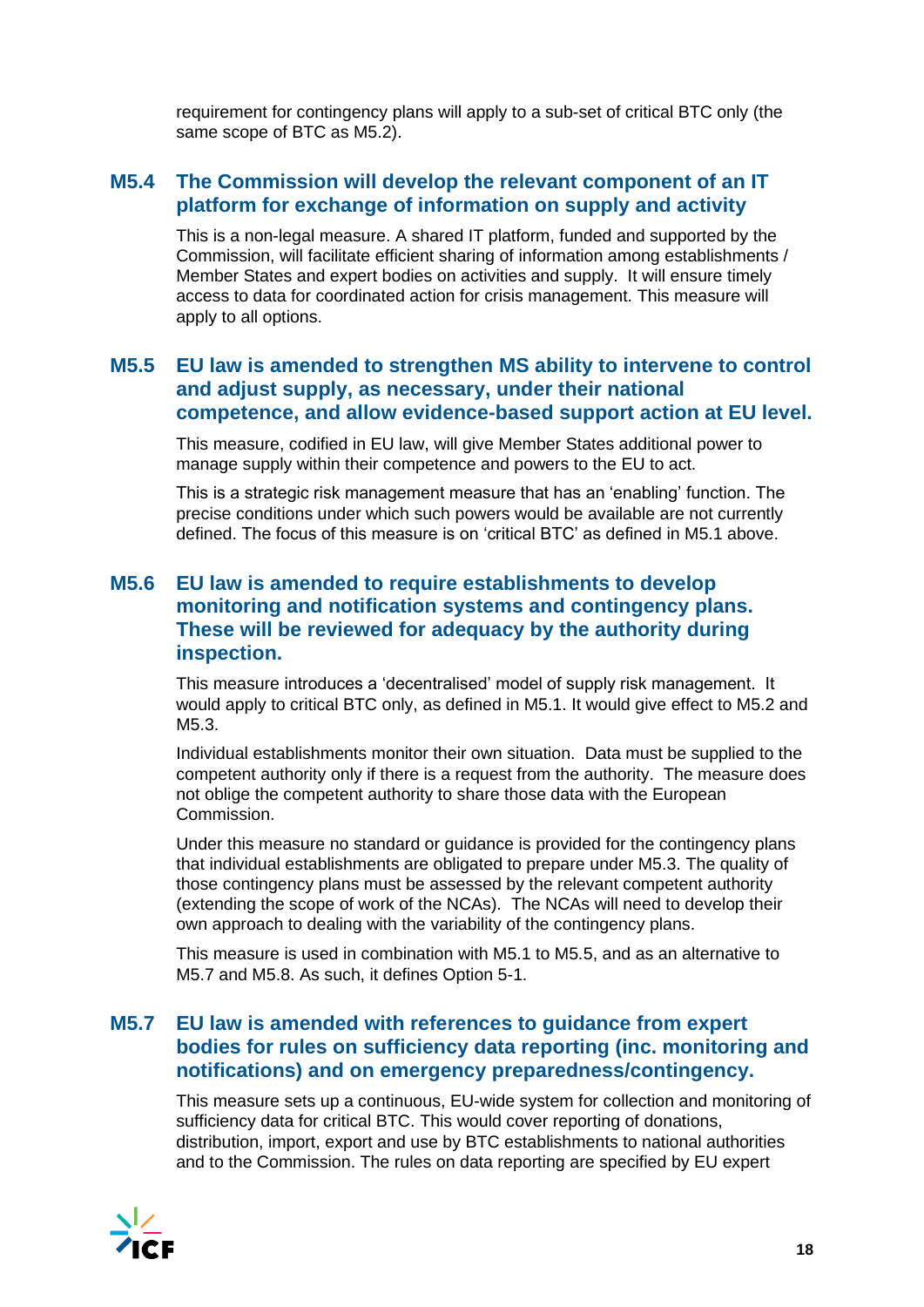requirement for contingency plans will apply to a sub-set of critical BTC only (the same scope of BTC as M5.2).

### M5.4 The Commission will develop the relevant component of an IT platform for exchange of information on supply and activity

This is a non-legal measure. A shared IT platform, funded and supported by the Commission, will facilitate efficient sharing of information among establishments / Member States and expert bodies on activities and supply. It will ensure timely access to data for coordinated action for crisis management. This measure will apply to all options.

### M5.5 EU law is amended to strengthen MS ability to intervene to control and adjust supply, as necessary, under their national competence, and allow evidence-based support action at EU level.

This measure, codified in EU law, will give Member States additional power to manage supply within their competence and powers to the EU to act.

This is a strategic risk management measure that has an 'enabling' function. The precise conditions under which such powers would be available are not currently defined. The focus of this measure is on 'critical BTC' as defined in M5.1 above.

### M5.6 EU law is amended to require establishments to develop monitoring and notification systems and contingency plans. These will be reviewed for adequacy by the authority during inspection.

This measure introduces a 'decentralised' model of supply risk management. It would apply to critical BTC only, as defined in M5.1. It would give effect to M5.2 and M5.3.

Individual establishments monitor their own situation. Data must be supplied to the competent authority only if there is a request from the authority. The measure does not oblige the competent authority to share those data with the European Commission.

Under this measure no standard or guidance is provided for the contingency plans that individual establishments are obligated to prepare under M5.3. The quality of those contingency plans must be assessed by the relevant competent authority (extending the scope of work of the NCAs). The NCAs will need to develop their own approach to dealing with the variability of the contingency plans.

This measure is used in combination with M5.1 to M5.5, and as an alternative to M5.7 and M5.8. As such, it defines Option 5-1.

### M5.7 EU law is amended with references to guidance from expert bodies for rules on sufficiency data reporting (inc. monitoring and notifications) and on emergency preparedness/contingency.

This measure sets up a continuous, EU-wide system for collection and monitoring of sufficiency data for critical BTC. This would cover reporting of donations, distribution, import, export and use by BTC establishments to national authorities and to the Commission. The rules on data reporting are specified by EU expert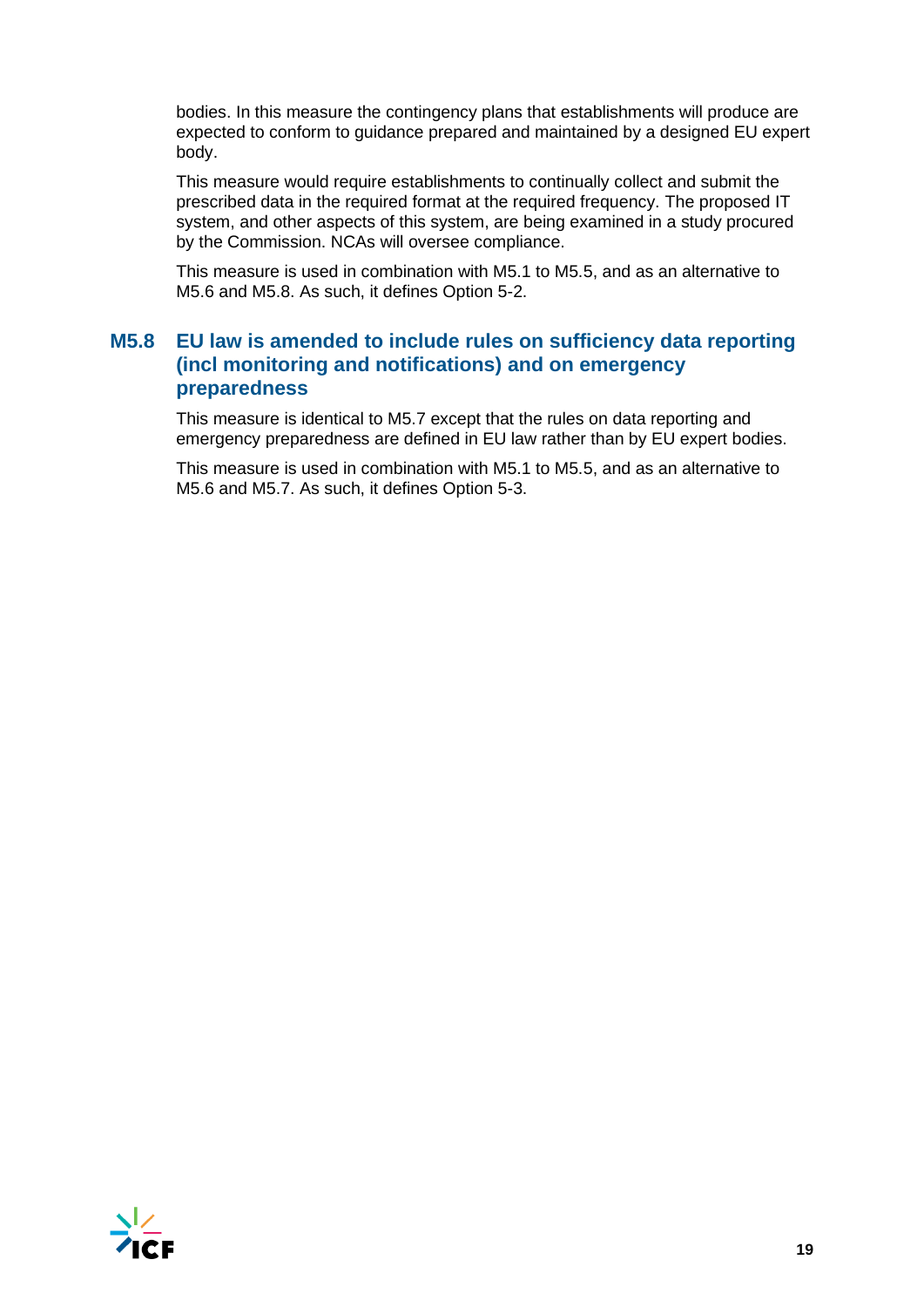bodies. In this measure the contingency plans that establishments will produce are expected to conform to guidance prepared and maintained by a designed EU expert body.

This measure would require establishments to continually collect and submit the prescribed data in the required format at the required frequency. The proposed IT system, and other aspects of this system, are being examined in a study procured by the Commission. NCAs will oversee compliance.

This measure is used in combination with M5.1 to M5.5, and as an alternative to M5.6 and M5.8. As such, it defines Option 5-2.

### M5.8 EU law is amended to include rules on sufficiency data reporting (incl monitoring and notifications) and on emergency preparedness

This measure is identical to M5.7 except that the rules on data reporting and emergency preparedness are defined in EU law rather than by EU expert bodies.

This measure is used in combination with M5.1 to M5.5, and as an alternative to M5.6 and M5.7. As such, it defines Option 5-3.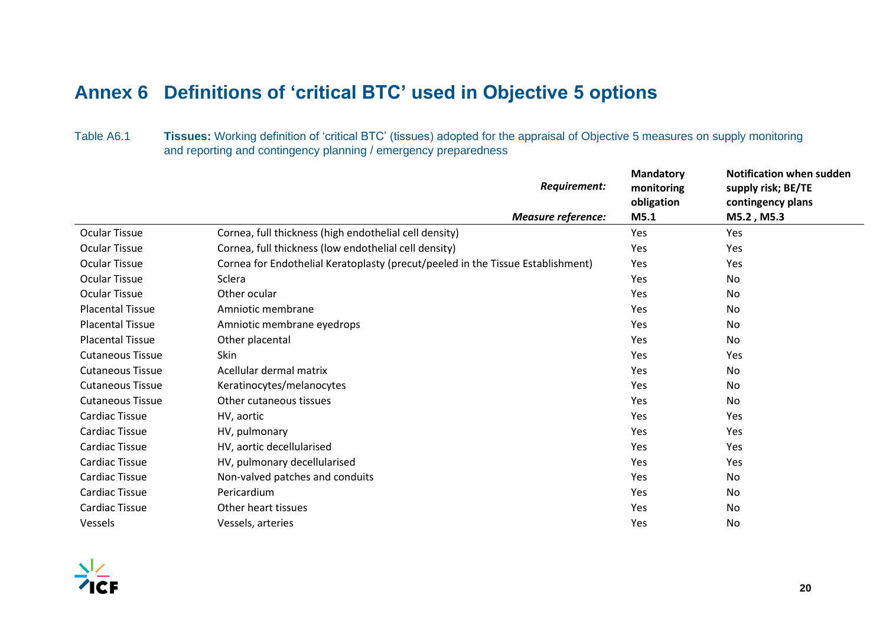# Annex 6 Definitions of 'critical BTC' used in Objective 5 options

Table A6.1 **Tissues:** Working definition of 'critical BTC' (tissues) adopted for the appraisal of Objective 5 measures on supply monitoring and reporting and contingency planning / emergency preparedness

| | *Requirement:* <br> *Measure reference:* | **Mandatory monitoring obligation** <br> **M5.1** | **Notification when sudden supply risk; BE/TE contingency plans** <br> **M5.2 , M5.3** |
|---|---|---|---|
| Ocular Tissue | Cornea, full thickness (high endothelial cell density) | Yes | Yes |
| Ocular Tissue | Cornea, full thickness (low endothelial cell density) | Yes | Yes |
| Ocular Tissue | Cornea for Endothelial Keratoplasty (precut/peeled in the Tissue Establishment) | Yes | Yes |
| Ocular Tissue | Sclera | Yes | No |
| Ocular Tissue | Other ocular | Yes | No |
| Placental Tissue | Amniotic membrane | Yes | No |
| Placental Tissue | Amniotic membrane eyedrops | Yes | No |
| Placental Tissue | Other placental | Yes | No |
| Cutaneous Tissue | Skin | Yes | Yes |
| Cutaneous Tissue | Acellular dermal matrix | Yes | No |
| Cutaneous Tissue | Keratinocytes/melanocytes | Yes | No |
| Cutaneous Tissue | Other cutaneous tissues | Yes | No |
| Cardiac Tissue | HV, aortic | Yes | Yes |
| Cardiac Tissue | HV, pulmonary | Yes | Yes |
| Cardiac Tissue | HV, aortic decellularised | Yes | Yes |
| Cardiac Tissue | HV, pulmonary decellularised | Yes | Yes |
| Cardiac Tissue | Non-valved patches and conduits | Yes | No |
| Cardiac Tissue | Pericardium | Yes | No |
| Cardiac Tissue | Other heart tissues | Yes | No |
| Vessels | Vessels, arteries | Yes | No |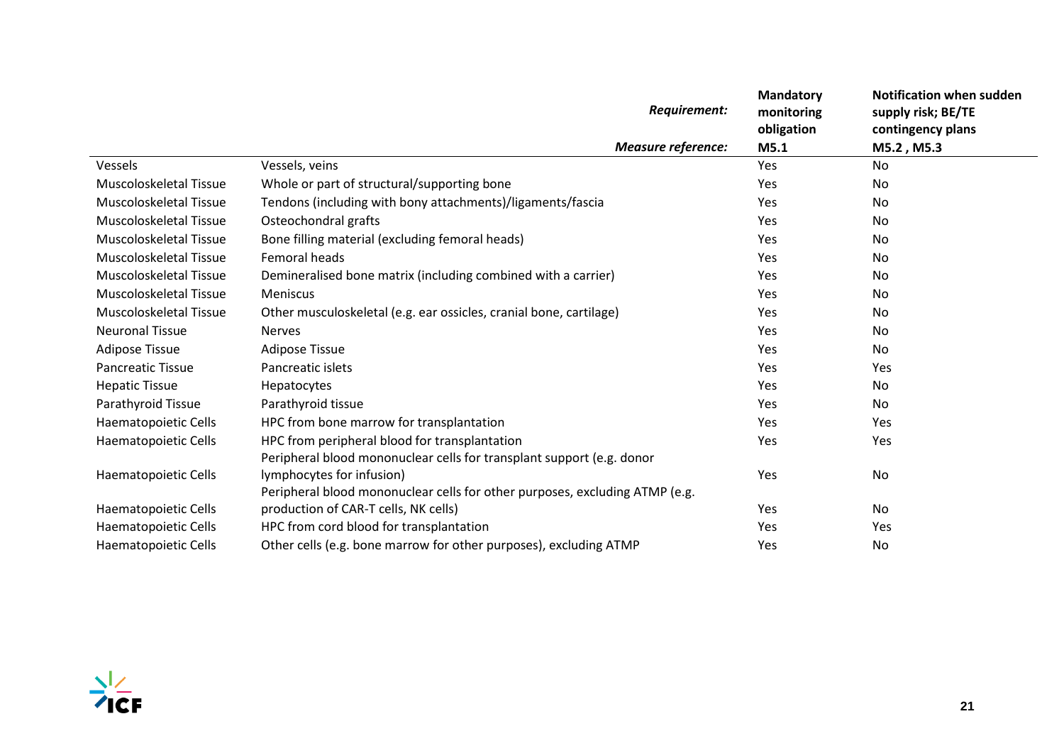| | *Requirement:* | **Mandatory monitoring obligation** | **Notification when sudden supply risk; BE/TE contingency plans** |
|---|---|---|---|
| | ***Measure reference:*** | **M5.1** | **M5.2 , M5.3** |
| Vessels | Vessels, veins | Yes | No |
| Muscoloskeletal Tissue | Whole or part of structural/supporting bone | Yes | No |
| Muscoloskeletal Tissue | Tendons (including with bony attachments)/ligaments/fascia | Yes | No |
| Muscoloskeletal Tissue | Osteochondral grafts | Yes | No |
| Muscoloskeletal Tissue | Bone filling material (excluding femoral heads) | Yes | No |
| Muscoloskeletal Tissue | Femoral heads | Yes | No |
| Muscoloskeletal Tissue | Demineralised bone matrix (including combined with a carrier) | Yes | No |
| Muscoloskeletal Tissue | Meniscus | Yes | No |
| Muscoloskeletal Tissue | Other musculoskeletal (e.g. ear ossicles, cranial bone, cartilage) | Yes | No |
| Neuronal Tissue | Nerves | Yes | No |
| Adipose Tissue | Adipose Tissue | Yes | No |
| Pancreatic Tissue | Pancreatic islets | Yes | Yes |
| Hepatic Tissue | Hepatocytes | Yes | No |
| Parathyroid Tissue | Parathyroid tissue | Yes | No |
| Haematopoietic Cells | HPC from bone marrow for transplantation | Yes | Yes |
| Haematopoietic Cells | HPC from peripheral blood for transplantation | Yes | Yes |
| Haematopoietic Cells | Peripheral blood mononuclear cells for transplant support (e.g. donor lymphocytes for infusion) | Yes | No |
| Haematopoietic Cells | Peripheral blood mononuclear cells for other purposes, excluding ATMP (e.g. production of CAR-T cells, NK cells) | Yes | No |
| Haematopoietic Cells | HPC from cord blood for transplantation | Yes | Yes |
| Haematopoietic Cells | Other cells (e.g. bone marrow for other purposes), excluding ATMP | Yes | No |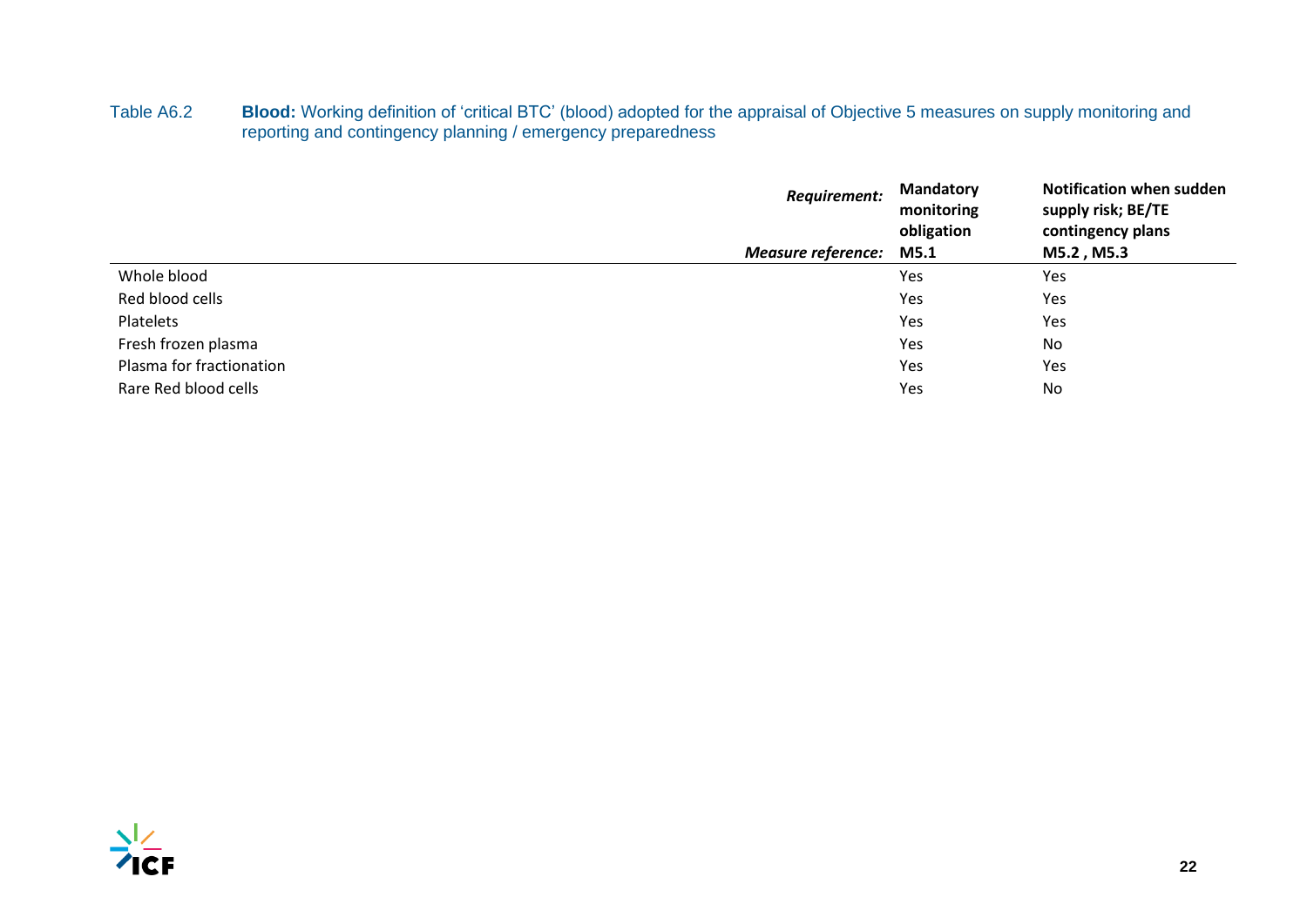Table A6.2 **Blood:** Working definition of 'critical BTC' (blood) adopted for the appraisal of Objective 5 measures on supply monitoring and reporting and contingency planning / emergency preparedness

| *Requirement:* | **Mandatory monitoring obligation** | **Notification when sudden supply risk; BE/TE contingency plans** |
|---|---|---|
| *Measure reference:* | **M5.1** | **M5.2 , M5.3** |
| Whole blood | Yes | Yes |
| Red blood cells | Yes | Yes |
| Platelets | Yes | Yes |
| Fresh frozen plasma | Yes | No |
| Plasma for fractionation | Yes | Yes |
| Rare Red blood cells | Yes | No |